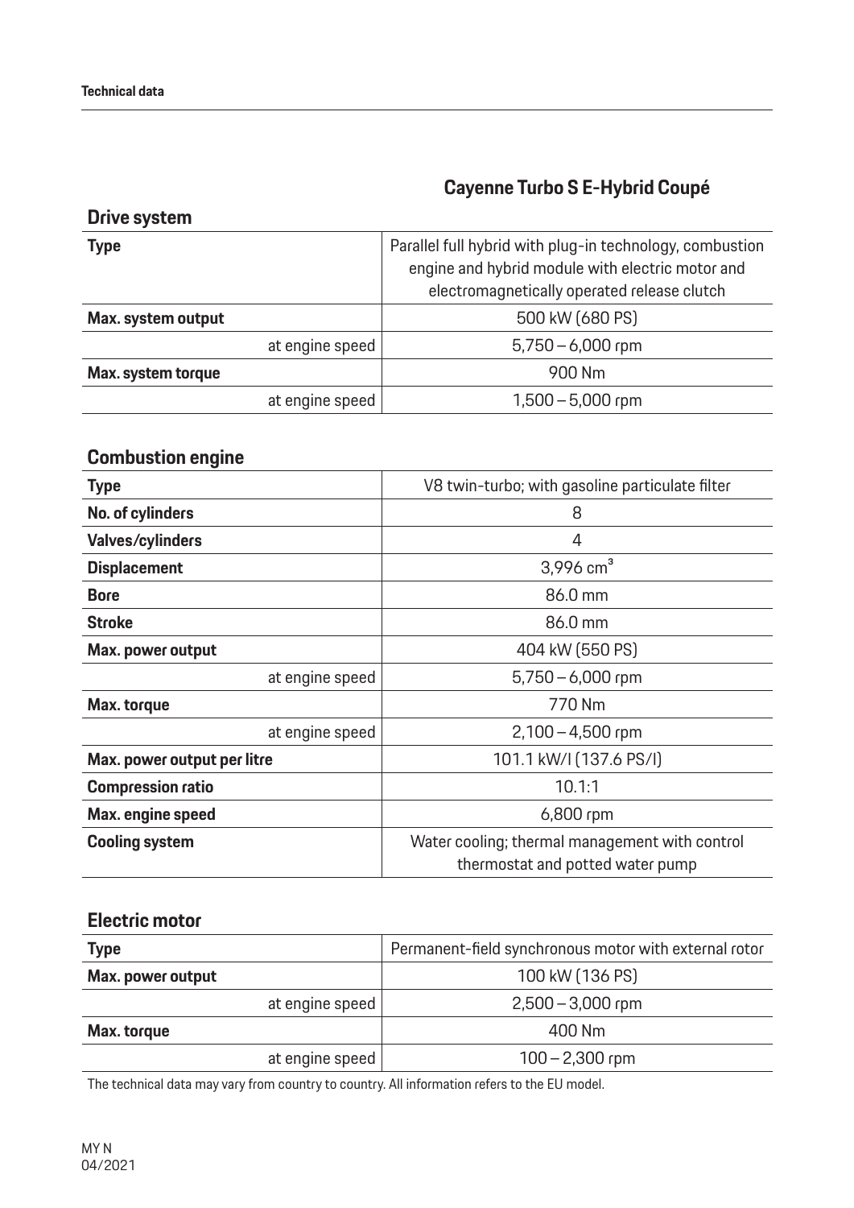# Cayenne Turbo S E-Hybrid Coupé

## Drive system

| | |
|---|---|
| **Type** | Parallel full hybrid with plug-in technology, combustion engine and hybrid module with electric motor and electromagnetically operated release clutch |
| **Max. system output** | 500 kW (680 PS) |
| at engine speed | 5,750 – 6,000 rpm |
| **Max. system torque** | 900 Nm |
| at engine speed | 1,500 – 5,000 rpm |

## Combustion engine

| | |
|---|---|
| **Type** | V8 twin-turbo; with gasoline particulate filter |
| **No. of cylinders** | 8 |
| **Valves/cylinders** | 4 |
| **Displacement** | 3,996 $cm^3$ |
| **Bore** | 86.0 mm |
| **Stroke** | 86.0 mm |
| **Max. power output** | 404 kW (550 PS) |
| at engine speed | 5,750 – 6,000 rpm |
| **Max. torque** | 770 Nm |
| at engine speed | 2,100 – 4,500 rpm |
| **Max. power output per litre** | 101.1 kW/l (137.6 PS/l) |
| **Compression ratio** | 10.1:1 |
| **Max. engine speed** | 6,800 rpm |
| **Cooling system** | Water cooling; thermal management with control thermostat and potted water pump |

## Electric motor

| | |
|---|---|
| **Type** | Permanent-field synchronous motor with external rotor |
| **Max. power output** | 100 kW (136 PS) |
| at engine speed | 2,500 – 3,000 rpm |
| **Max. torque** | 400 Nm |
| at engine speed | 100 – 2,300 rpm |

The technical data may vary from country to country. All information refers to the EU model.

MY N
04/2021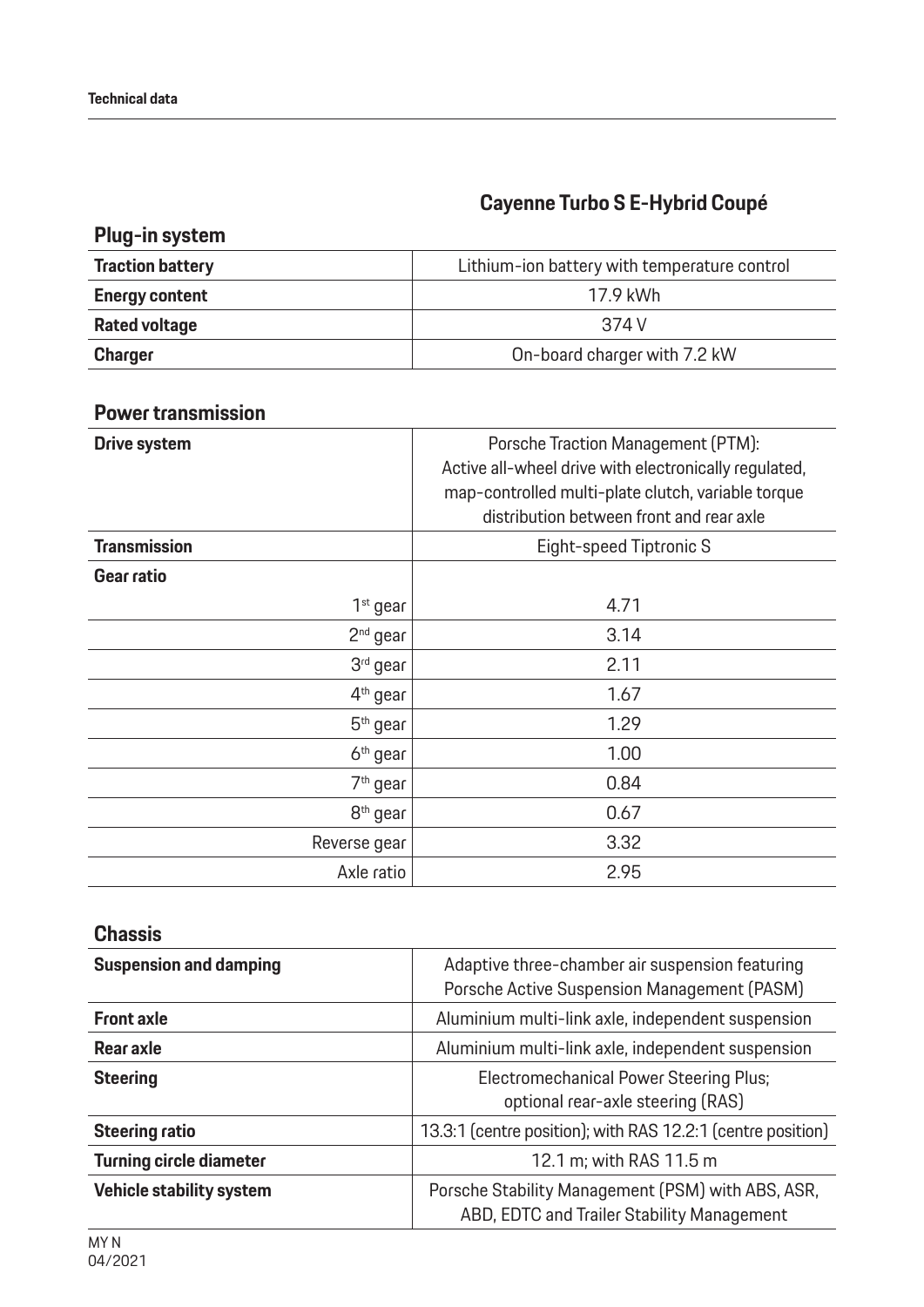## Cayenne Turbo S E-Hybrid Coupé

### Plug-in system

| | |
|---|---|
| **Traction battery** | Lithium-ion battery with temperature control |
| **Energy content** | 17.9 kWh |
| **Rated voltage** | 374 V |
| **Charger** | On-board charger with 7.2 kW |

### Power transmission

| | |
|---|---|
| **Drive system** | Porsche Traction Management (PTM): Active all-wheel drive with electronically regulated, map-controlled multi-plate clutch, variable torque distribution between front and rear axle |
| **Transmission** | Eight-speed Tiptronic S |
| **Gear ratio** | |
| 1st gear | 4.71 |
| 2nd gear | 3.14 |
| 3rd gear | 2.11 |
| 4th gear | 1.67 |
| 5th gear | 1.29 |
| 6th gear | 1.00 |
| 7th gear | 0.84 |
| 8th gear | 0.67 |
| Reverse gear | 3.32 |
| Axle ratio | 2.95 |

### Chassis

| | |
|---|---|
| **Suspension and damping** | Adaptive three-chamber air suspension featuring Porsche Active Suspension Management (PASM) |
| **Front axle** | Aluminium multi-link axle, independent suspension |
| **Rear axle** | Aluminium multi-link axle, independent suspension |
| **Steering** | Electromechanical Power Steering Plus; optional rear-axle steering (RAS) |
| **Steering ratio** | 13.3:1 (centre position); with RAS 12.2:1 (centre position) |
| **Turning circle diameter** | 12.1 m; with RAS 11.5 m |
| **Vehicle stability system** | Porsche Stability Management (PSM) with ABS, ASR, ABD, EDTC and Trailer Stability Management |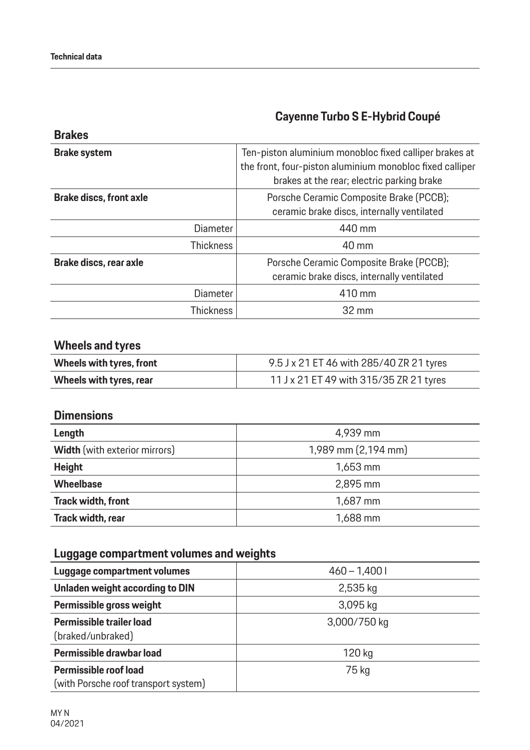## Cayenne Turbo S E-Hybrid Coupé

### Brakes

| | Cayenne Turbo S E-Hybrid Coupé |
|---|---|
| **Brake system** | Ten-piston aluminium monobloc fixed calliper brakes at the front, four-piston aluminium monobloc fixed calliper brakes at the rear; electric parking brake |
| **Brake discs, front axle** | Porsche Ceramic Composite Brake (PCCB); ceramic brake discs, internally ventilated |
| Diameter | 440 mm |
| Thickness | 40 mm |
| **Brake discs, rear axle** | Porsche Ceramic Composite Brake (PCCB); ceramic brake discs, internally ventilated |
| Diameter | 410 mm |
| Thickness | 32 mm |

### Wheels and tyres

| | |
|---|---|
| **Wheels with tyres, front** | 9.5 J x 21 ET 46 with 285/40 ZR 21 tyres |
| **Wheels with tyres, rear** | 11 J x 21 ET 49 with 315/35 ZR 21 tyres |

### Dimensions

| | |
|---|---|
| **Length** | 4,939 mm |
| **Width** (with exterior mirrors) | 1,989 mm (2,194 mm) |
| **Height** | 1,653 mm |
| **Wheelbase** | 2,895 mm |
| **Track width, front** | 1,687 mm |
| **Track width, rear** | 1,688 mm |

### Luggage compartment volumes and weights

| | |
|---|---|
| **Luggage compartment volumes** | 460 – 1,400 l |
| **Unladen weight according to DIN** | 2,535 kg |
| **Permissible gross weight** | 3,095 kg |
| **Permissible trailer load** (braked/unbraked) | 3,000/750 kg |
| **Permissible drawbar load** | 120 kg |
| **Permissible roof load** (with Porsche roof transport system) | 75 kg |

MY N
04/2021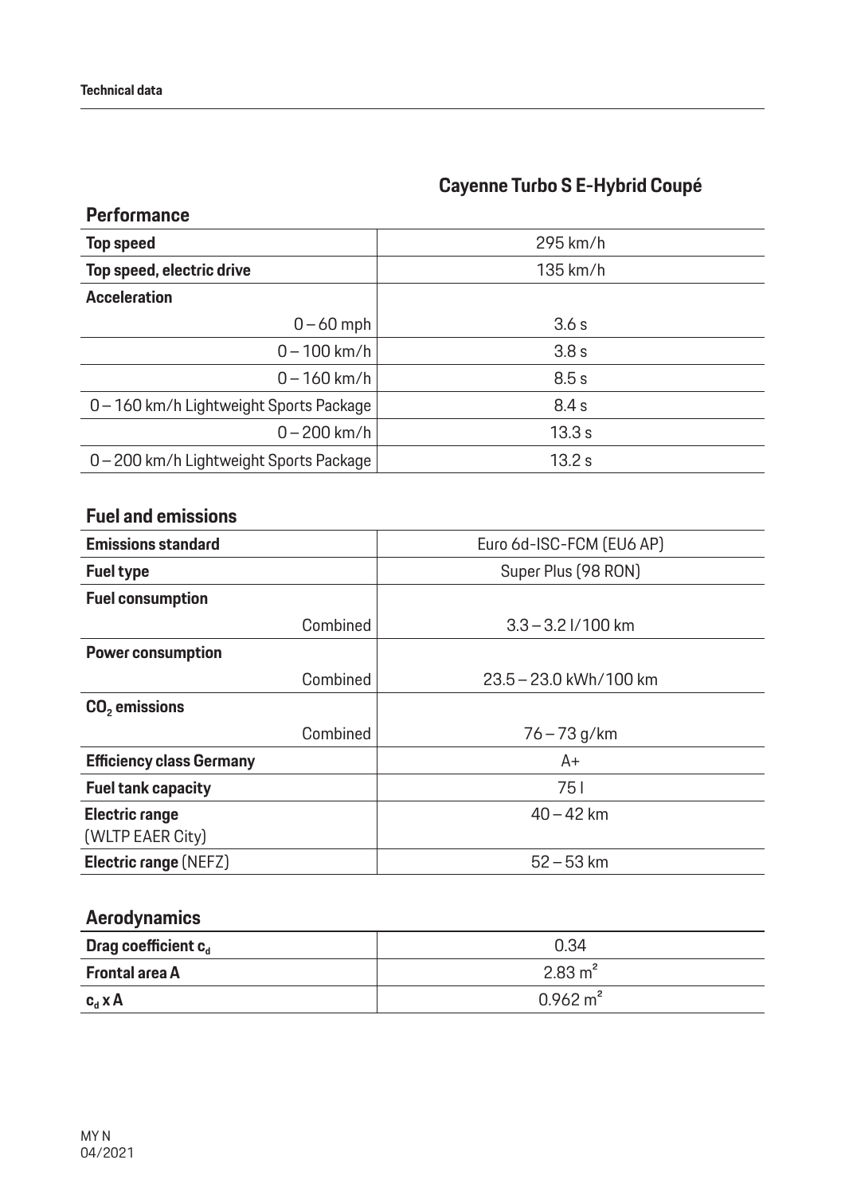## Cayenne Turbo S E-Hybrid Coupé

### Performance

| | |
|---|---|
| **Top speed** | 295 km/h |
| **Top speed, electric drive** | 135 km/h |
| **Acceleration** | |
| 0 – 60 mph | 3.6 s |
| 0 – 100 km/h | 3.8 s |
| 0 – 160 km/h | 8.5 s |
| 0 – 160 km/h Lightweight Sports Package | 8.4 s |
| 0 – 200 km/h | 13.3 s |
| 0 – 200 km/h Lightweight Sports Package | 13.2 s |

### Fuel and emissions

| | |
|---|---|
| **Emissions standard** | Euro 6d-ISC-FCM (EU6 AP) |
| **Fuel type** | Super Plus (98 RON) |
| **Fuel consumption** | |
| Combined | 3.3 – 3.2 l/100 km |
| **Power consumption** | |
| Combined | 23.5 – 23.0 kWh/100 km |
| **$CO_2$ emissions** | |
| Combined | 76 – 73 g/km |
| **Efficiency class Germany** | A+ |
| **Fuel tank capacity** | 75 l |
| **Electric range** (WLTP EAER City) | 40 – 42 km |
| **Electric range** (NEFZ) | 52 – 53 km |

### Aerodynamics

| | |
|---|---|
| **Drag coefficient $c_d$** | 0.34 |
| **Frontal area A** | 2.83 $m^2$ |
| **$c_d$ x A** | 0.962 $m^2$ |

MY N
04/2021